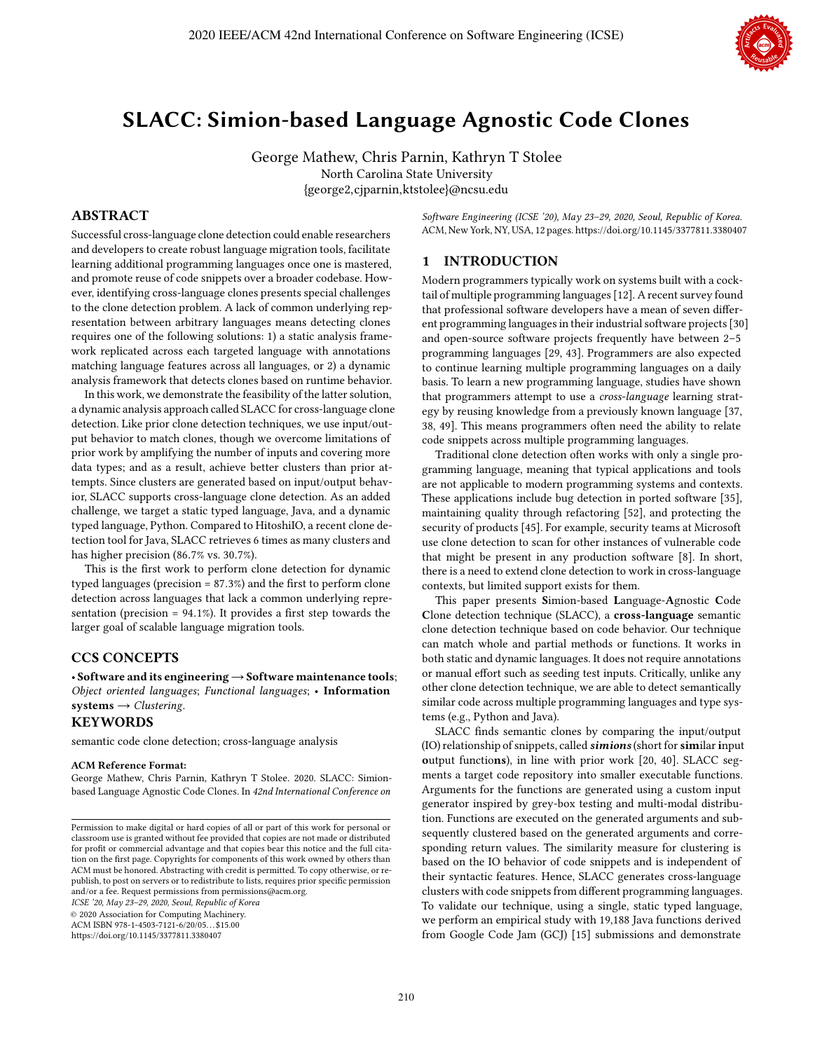# SLACC: Simion-based Language Agnostic Code Clones

George Mathew, Chris Parnin, Kathryn T Stolee
North Carolina State University
{george2,cjparnin,ktstolee}@ncsu.edu

## ABSTRACT

Successful cross-language clone detection could enable researchers and developers to create robust language migration tools, facilitate learning additional programming languages once one is mastered, and promote reuse of code snippets over a broader codebase. However, identifying cross-language clones presents special challenges to the clone detection problem. A lack of common underlying representation between arbitrary languages means detecting clones requires one of the following solutions: 1) a static analysis framework replicated across each targeted language with annotations matching language features across all languages, or 2) a dynamic analysis framework that detects clones based on runtime behavior.

In this work, we demonstrate the feasibility of the latter solution, a dynamic analysis approach called SLACC for cross-language clone detection. Like prior clone detection techniques, we use input/output behavior to match clones, though we overcome limitations of prior work by amplifying the number of inputs and covering more data types; and as a result, achieve better clusters than prior attempts. Since clusters are generated based on input/output behavior, SLACC supports cross-language clone detection. As an added challenge, we target a static typed language, Java, and a dynamic typed language, Python. Compared to HitoshiIO, a recent clone detection tool for Java, SLACC retrieves 6 times as many clusters and has higher precision (86.7% vs. 30.7%).

This is the first work to perform clone detection for dynamic typed languages (precision = 87.3%) and the first to perform clone detection across languages that lack a common underlying representation (precision = 94.1%). It provides a first step towards the larger goal of scalable language migration tools.

## CCS CONCEPTS

• **Software and its engineering** → **Software maintenance tools**; *Object oriented languages*; *Functional languages*; • **Information systems** → *Clustering*.

## KEYWORDS

semantic code clone detection; cross-language analysis

**ACM Reference Format:**
George Mathew, Chris Parnin, Kathryn T Stolee. 2020. SLACC: Simion-based Language Agnostic Code Clones. In *42nd International Conference on Software Engineering (ICSE '20), May 23–29, 2020, Seoul, Republic of Korea.* ACM, New York, NY, USA, 12 pages. https://doi.org/10.1145/3377811.3380407

Permission to make digital or hard copies of all or part of this work for personal or classroom use is granted without fee provided that copies are not made or distributed for profit or commercial advantage and that copies bear this notice and the full citation on the first page. Copyrights for components of this work owned by others than ACM must be honored. Abstracting with credit is permitted. To copy otherwise, or republish, to post on servers or to redistribute to lists, requires prior specific permission and/or a fee. Request permissions from permissions@acm.org.
*ICSE '20, May 23–29, 2020, Seoul, Republic of Korea*
© 2020 Association for Computing Machinery.
ACM ISBN 978-1-4503-7121-6/20/05…$15.00
https://doi.org/10.1145/3377811.3380407

## 1 INTRODUCTION

Modern programmers typically work on systems built with a cocktail of multiple programming languages [12]. A recent survey found that professional software developers have a mean of seven different programming languages in their industrial software projects [30] and open-source software projects frequently have between 2–5 programming languages [29, 43]. Programmers are also expected to continue learning multiple programming languages on a daily basis. To learn a new programming language, studies have shown that programmers attempt to use a *cross-language* learning strategy by reusing knowledge from a previously known language [37, 38, 49]. This means programmers often need the ability to relate code snippets across multiple programming languages.

Traditional clone detection often works with only a single programming language, meaning that typical applications and tools are not applicable to modern programming systems and contexts. These applications include bug detection in ported software [35], maintaining quality through refactoring [52], and protecting the security of products [45]. For example, security teams at Microsoft use clone detection to scan for other instances of vulnerable code that might be present in any production software [8]. In short, there is a need to extend clone detection to work in cross-language contexts, but limited support exists for them.

This paper presents **S**imion-based **L**anguage-**A**gnostic **C**ode **C**lone detection technique (SLACC), a **cross-language** semantic clone detection technique based on code behavior. Our technique can match whole and partial methods or functions. It works in both static and dynamic languages. It does not require annotations or manual effort such as seeding test inputs. Critically, unlike any other clone detection technique, we are able to detect semantically similar code across multiple programming languages and type systems (e.g., Python and Java).

SLACC finds semantic clones by comparing the input/output (IO) relationship of snippets, called ***simions*** (short for **sim**ilar **i**nput **o**utput functio**ns**), in line with prior work [20, 40]. SLACC segments a target code repository into smaller executable functions. Arguments for the functions are generated using a custom input generator inspired by grey-box testing and multi-modal distribution. Functions are executed on the generated arguments and subsequently clustered based on the generated arguments and corresponding return values. The similarity measure for clustering is based on the IO behavior of code snippets and is independent of their syntactic features. Hence, SLACC generates cross-language clusters with code snippets from different programming languages. To validate our technique, using a single, static typed language, we perform an empirical study with 19,188 Java functions derived from Google Code Jam (GCJ) [15] submissions and demonstrate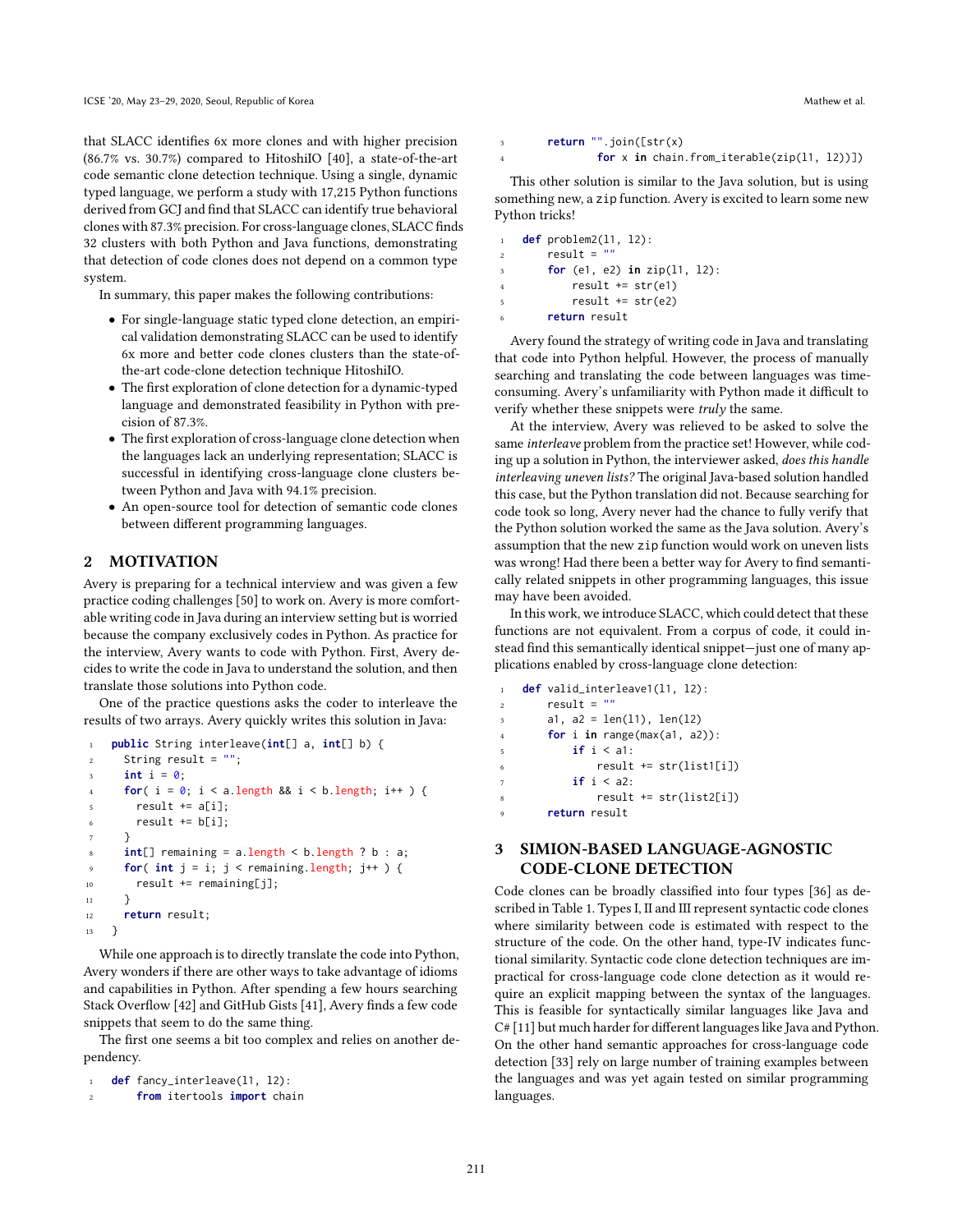that SLACC identifies 6x more clones and with higher precision (86.7% vs. 30.7%) compared to HitoshiIO [40], a state-of-the-art code semantic clone detection technique. Using a single, dynamic typed language, we perform a study with 17,215 Python functions derived from GCJ and find that SLACC can identify true behavioral clones with 87.3% precision. For cross-language clones, SLACC finds 32 clusters with both Python and Java functions, demonstrating that detection of code clones does not depend on a common type system.

In summary, this paper makes the following contributions:

- For single-language static typed clone detection, an empirical validation demonstrating SLACC can be used to identify 6x more and better code clones clusters than the state-of-the-art code-clone detection technique HitoshiIO.
- The first exploration of clone detection for a dynamic-typed language and demonstrated feasibility in Python with precision of 87.3%.
- The first exploration of cross-language clone detection when the languages lack an underlying representation; SLACC is successful in identifying cross-language clone clusters between Python and Java with 94.1% precision.
- An open-source tool for detection of semantic code clones between different programming languages.

## 2 MOTIVATION

Avery is preparing for a technical interview and was given a few practice coding challenges [50] to work on. Avery is more comfortable writing code in Java during an interview setting but is worried because the company exclusively codes in Python. As practice for the interview, Avery wants to code with Python. First, Avery decides to write the code in Java to understand the solution, and then translate those solutions into Python code.

One of the practice questions asks the coder to interleave the results of two arrays. Avery quickly writes this solution in Java:

```java
public String interleave(int[] a, int[] b) {
  String result = "";
  int i = 0;
  for( i = 0; i < a.length && i < b.length; i++ ) {
    result += a[i];
    result += b[i];
  }
  int[] remaining = a.length < b.length ? b : a;
  for( int j = i; j < remaining.length; j++ ) {
    result += remaining[j];
  }
  return result;
}
```

While one approach is to directly translate the code into Python, Avery wonders if there are other ways to take advantage of idioms and capabilities in Python. After spending a few hours searching Stack Overflow [42] and GitHub Gists [41], Avery finds a few code snippets that seem to do the same thing.

The first one seems a bit too complex and relies on another dependency.

```python
def fancy_interleave(l1, l2):
    from itertools import chain
    return "".join([str(x)
            for x in chain.from_iterable(zip(l1, l2))])
```

This other solution is similar to the Java solution, but is using something new, a `zip` function. Avery is excited to learn some new Python tricks!

```python
def problem2(l1, l2):
    result = ""
    for (e1, e2) in zip(l1, l2):
        result += str(e1)
        result += str(e2)
    return result
```

Avery found the strategy of writing code in Java and translating that code into Python helpful. However, the process of manually searching and translating the code between languages was time-consuming. Avery's unfamiliarity with Python made it difficult to verify whether these snippets were *truly* the same.

At the interview, Avery was relieved to be asked to solve the same *interleave* problem from the practice set! However, while coding up a solution in Python, the interviewer asked, *does this handle interleaving uneven lists?* The original Java-based solution handled this case, but the Python translation did not. Because searching for code took so long, Avery never had the chance to fully verify that the Python solution worked the same as the Java solution. Avery's assumption that the new `zip` function would work on uneven lists was wrong! Had there been a better way for Avery to find semantically related snippets in other programming languages, this issue may have been avoided.

In this work, we introduce SLACC, which could detect that these functions are not equivalent. From a corpus of code, it could instead find this semantically identical snippet—just one of many applications enabled by cross-language clone detection:

```python
def valid_interleave1(l1, l2):
    result = ""
    a1, a2 = len(l1), len(l2)
    for i in range(max(a1, a2)):
        if i < a1:
            result += str(list1[i])
        if i < a2:
            result += str(list2[i])
    return result
```

## 3 SIMION-BASED LANGUAGE-AGNOSTIC CODE-CLONE DETECTION

Code clones can be broadly classified into four types [36] as described in Table 1. Types I, II and III represent syntactic code clones where similarity between code is estimated with respect to the structure of the code. On the other hand, type-IV indicates functional similarity. Syntactic code clone detection techniques are impractical for cross-language code clone detection as it would require an explicit mapping between the syntax of the languages. This is feasible for syntactically similar languages like Java and C# [11] but much harder for different languages like Java and Python. On the other hand semantic approaches for cross-language code detection [33] rely on large number of training examples between the languages and was yet again tested on similar programming languages.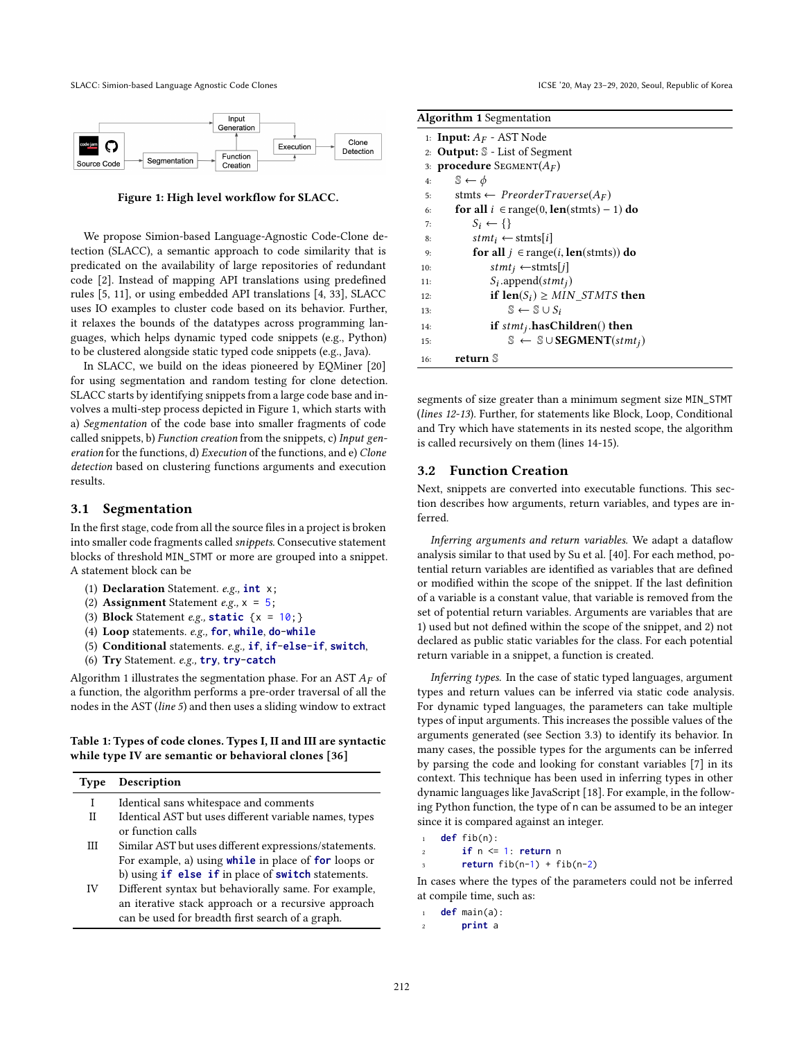Figure 1: High level workflow for SLACC.

We propose Simion-based Language-Agnostic Code-Clone detection (SLACC), a semantic approach to code similarity that is predicated on the availability of large repositories of redundant code [2]. Instead of mapping API translations using predefined rules [5, 11], or using embedded API translations [4, 33], SLACC uses IO examples to cluster code based on its behavior. Further, it relaxes the bounds of the datatypes across programming languages, which helps dynamic typed code snippets (e.g., Python) to be clustered alongside static typed code snippets (e.g., Java).

In SLACC, we build on the ideas pioneered by EQMiner [20] for using segmentation and random testing for clone detection. SLACC starts by identifying snippets from a large code base and involves a multi-step process depicted in Figure 1, which starts with a) *Segmentation* of the code base into smaller fragments of code called snippets, b) *Function creation* from the snippets, c) *Input generation* for the functions, d) *Execution* of the functions, and e) *Clone detection* based on clustering functions arguments and execution results.

## 3.1 Segmentation

In the first stage, code from all the source files in a project is broken into smaller code fragments called *snippets*. Consecutive statement blocks of threshold `MIN_STMT` or more are grouped into a snippet. A statement block can be

1. **Declaration** Statement. *e.g.,* `int x;`
2. **Assignment** Statement *e.g.,* `x = 5;`
3. **Block** Statement *e.g.,* `static {x = 10;}`
4. **Loop** statements. *e.g.,* `for`, `while`, `do-while`
5. **Conditional** statements. *e.g.,* `if`, `if-else-if`, `switch`,
6. **Try** Statement. *e.g.,* `try`, `try-catch`

Algorithm 1 illustrates the segmentation phase. For an AST $A_F$ of a function, the algorithm performs a pre-order traversal of all the nodes in the AST (*line 5*) and then uses a sliding window to extract

Table 1: Types of code clones. Types I, II and III are syntactic while type IV are semantic or behavioral clones [36]

| Type | Description |
|---|---|
| I | Identical sans whitespace and comments |
| II | Identical AST but uses different variable names, types or function calls |
| III | Similar AST but uses different expressions/statements. For example, a) using `while` in place of `for` loops or b) using `if else if` in place of `switch` statements. |
| IV | Different syntax but behaviorally same. For example, an iterative stack approach or a recursive approach can be used for breadth first search of a graph. |

**Algorithm 1** Segmentation

1: **Input:** $A_F$ - AST Node
2: **Output:** $\mathbb{S}$ - List of Segment
3: **procedure** SEGMENT($A_F$)
4: $\quad\mathbb{S} \leftarrow \phi$
5: $\quad$stmts $\leftarrow$ $PreorderTraverse(A_F)$
6: $\quad$**for all** $i \in$ range(0, **len**(stmts) $-$ 1) **do**
7: $\quad\quad S_i \leftarrow \{\}$
8: $\quad\quad stmt_i \leftarrow$ stmts[$i$]
9: $\quad\quad$**for all** $j \in$ range($i$, **len**(stmts)) **do**
10: $\quad\quad\quad stmt_j \leftarrow$stmts[$j$]
11: $\quad\quad\quad S_i$.append($stmt_j$)
12: $\quad\quad\quad$**if len**($S_i$) $\geq$ $MIN\_STMTS$ **then**
13: $\quad\quad\quad\quad \mathbb{S} \leftarrow \mathbb{S} \cup S_i$
14: $\quad\quad\quad$**if** $stmt_j$.**hasChildren**() **then**
15: $\quad\quad\quad\quad \mathbb{S} \leftarrow \mathbb{S} \cup$ **SEGMENT**($stmt_j$)
16: $\quad$**return** $\mathbb{S}$

segments of size greater than a minimum segment size `MIN_STMT` (*lines 12-13*). Further, for statements like Block, Loop, Conditional and Try which have statements in their nested scope, the algorithm is called recursively on them (lines 14-15).

## 3.2 Function Creation

Next, snippets are converted into executable functions. This section describes how arguments, return variables, and types are inferred.

*Inferring arguments and return variables.* We adapt a dataflow analysis similar to that used by Su et al. [40]. For each method, potential return variables are identified as variables that are defined or modified within the scope of the snippet. If the last definition of a variable is a constant value, that variable is removed from the set of potential return variables. Arguments are variables that are 1) used but not defined within the scope of the snippet, and 2) not declared as public static variables for the class. For each potential return variable in a snippet, a function is created.

*Inferring types.* In the case of static typed languages, argument types and return values can be inferred via static code analysis. For dynamic typed languages, the parameters can take multiple types of input arguments. This increases the possible values of the arguments generated (see Section 3.3) to identify its behavior. In many cases, the possible types for the arguments can be inferred by parsing the code and looking for constant variables [7] in its context. This technique has been used in inferring types in other dynamic languages like JavaScript [18]. For example, in the following Python function, the type of `n` can be assumed to be an integer since it is compared against an integer.

```
1  def fib(n):
2      if n <= 1: return n
3      return fib(n-1) + fib(n-2)
```

In cases where the types of the parameters could not be inferred at compile time, such as:

```
1  def main(a):
2      print a
```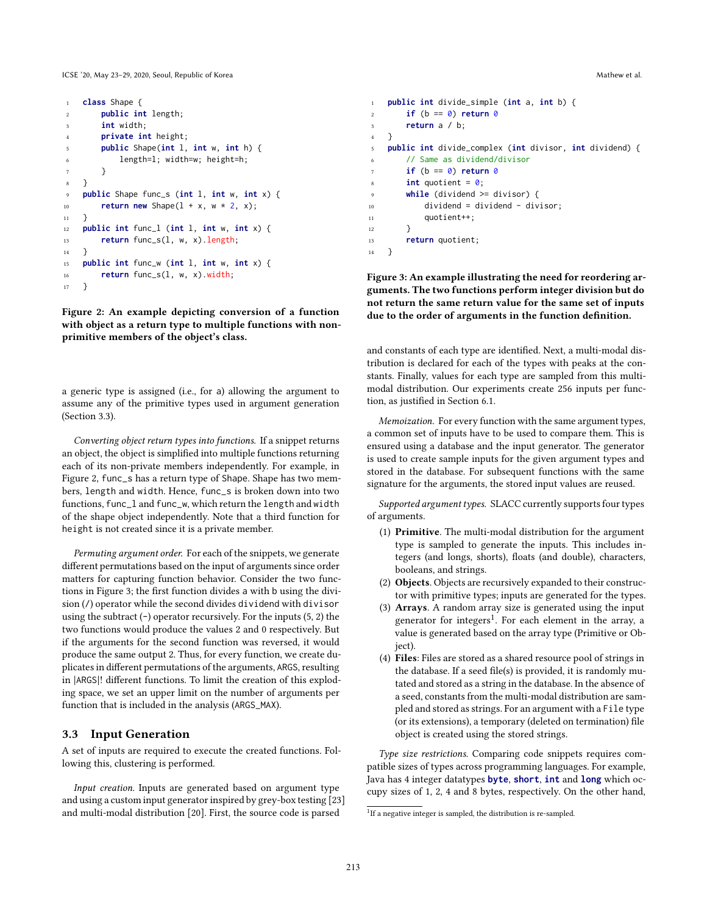```java
class Shape {
    public int length;
    int width;
    private int height;
    public Shape(int l, int w, int h) {
        length=l; width=w; height=h;
    }
}
public Shape func_s (int l, int w, int x) {
    return new Shape(l + x, w * 2, x);
}
public int func_l (int l, int w, int x) {
    return func_s(l, w, x).length;
}
public int func_w (int l, int w, int x) {
    return func_s(l, w, x).width;
}
```

**Figure 2: An example depicting conversion of a function with object as a return type to multiple functions with non-primitive members of the object's class.**

a generic type is assigned (i.e., for a) allowing the argument to assume any of the primitive types used in argument generation (Section 3.3).

*Converting object return types into functions.* If a snippet returns an object, the object is simplified into multiple functions returning each of its non-private members independently. For example, in Figure 2, func_s has a return type of Shape. Shape has two members, length and width. Hence, func_s is broken down into two functions, func_l and func_w, which return the length and width of the shape object independently. Note that a third function for height is not created since it is a private member.

*Permuting argument order.* For each of the snippets, we generate different permutations based on the input of arguments since order matters for capturing function behavior. Consider the two functions in Figure 3; the first function divides a with b using the division (/) operator while the second divides dividend with divisor using the subtract (-) operator recursively. For the inputs (5, 2) the two functions would produce the values 2 and 0 respectively. But if the arguments for the second function was reversed, it would produce the same output 2. Thus, for every function, we create duplicates in different permutations of the arguments, ARGS, resulting in |ARGS|! different functions. To limit the creation of this exploding space, we set an upper limit on the number of arguments per function that is included in the analysis (ARGS_MAX).

## 3.3 Input Generation

A set of inputs are required to execute the created functions. Following this, clustering is performed.

*Input creation.* Inputs are generated based on argument type and using a custom input generator inspired by grey-box testing [23] and multi-modal distribution [20]. First, the source code is parsed

```java
public int divide_simple (int a, int b) {
    if (b == 0) return 0
    return a / b;
}
public int divide_complex (int divisor, int dividend) {
    // Same as dividend/divisor
    if (b == 0) return 0
    int quotient = 0;
    while (dividend >= divisor) {
        dividend = dividend - divisor;
        quotient++;
    }
    return quotient;
}
```

**Figure 3: An example illustrating the need for reordering arguments. The two functions perform integer division but do not return the same return value for the same set of inputs due to the order of arguments in the function definition.**

and constants of each type are identified. Next, a multi-modal distribution is declared for each of the types with peaks at the constants. Finally, values for each type are sampled from this multi-modal distribution. Our experiments create 256 inputs per function, as justified in Section 6.1.

*Memoization.* For every function with the same argument types, a common set of inputs have to be used to compare them. This is ensured using a database and the input generator. The generator is used to create sample inputs for the given argument types and stored in the database. For subsequent functions with the same signature for the arguments, the stored input values are reused.

*Supported argument types.* SLACC currently supports four types of arguments.

1. **Primitive**. The multi-modal distribution for the argument type is sampled to generate the inputs. This includes integers (and longs, shorts), floats (and double), characters, booleans, and strings.
2. **Objects**. Objects are recursively expanded to their constructor with primitive types; inputs are generated for the types.
3. **Arrays**. A random array size is generated using the input generator for integers[1]. For each element in the array, a value is generated based on the array type (Primitive or Object).
4. **Files**: Files are stored as a shared resource pool of strings in the database. If a seed file(s) is provided, it is randomly mutated and stored as a string in the database. In the absence of a seed, constants from the multi-modal distribution are sampled and stored as strings. For an argument with a File type (or its extensions), a temporary (deleted on termination) file object is created using the stored strings.

*Type size restrictions.* Comparing code snippets requires compatible sizes of types across programming languages. For example, Java has 4 integer datatypes **byte**, **short**, **int** and **long** which occupy sizes of 1, 2, 4 and 8 bytes, respectively. On the other hand,

[1] If a negative integer is sampled, the distribution is re-sampled.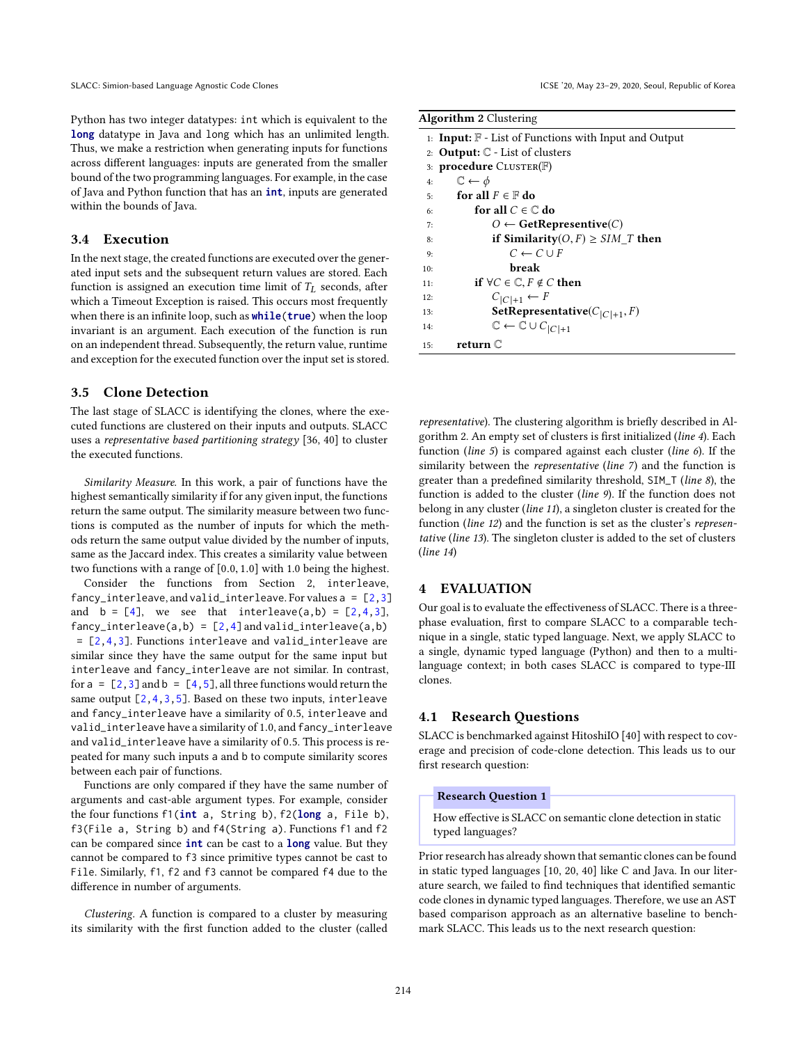Python has two integer datatypes: `int` which is equivalent to the **`long`** datatype in Java and `long` which has an unlimited length. Thus, we make a restriction when generating inputs for functions across different languages: inputs are generated from the smaller bound of the two programming languages. For example, in the case of Java and Python function that has an **`int`**, inputs are generated within the bounds of Java.

### 3.4 Execution

In the next stage, the created functions are executed over the generated input sets and the subsequent return values are stored. Each function is assigned an execution time limit of $T_L$ seconds, after which a Timeout Exception is raised. This occurs most frequently when there is an infinite loop, such as **`while(true)`** when the loop invariant is an argument. Each execution of the function is run on an independent thread. Subsequently, the return value, runtime and exception for the executed function over the input set is stored.

### 3.5 Clone Detection

The last stage of SLACC is identifying the clones, where the executed functions are clustered on their inputs and outputs. SLACC uses a *representative based partitioning strategy* [36, 40] to cluster the executed functions.

*Similarity Measure.* In this work, a pair of functions have the highest semantically similarity if for any given input, the functions return the same output. The similarity measure between two functions is computed as the number of inputs for which the methods return the same output value divided by the number of inputs, same as the Jaccard index. This creates a similarity value between two functions with a range of [0.0, 1.0] with 1.0 being the highest.

Consider the functions from Section 2, `interleave`, `fancy_interleave`, and `valid_interleave`. For values `a = [2,3]` and `b = [4]`, we see that `interleave(a,b) = [2,4,3]`, `fancy_interleave(a,b) = [2,4]` and `valid_interleave(a,b) = [2,4,3]`. Functions `interleave` and `valid_interleave` are similar since they have the same output for the same input but `interleave` and `fancy_interleave` are not similar. In contrast, for `a = [2,3]` and `b = [4,5]`, all three functions would return the same output `[2,4,3,5]`. Based on these two inputs, `interleave` and `fancy_interleave` have a similarity of 0.5, `interleave` and `valid_interleave` have a similarity of 1.0, and `fancy_interleave` and `valid_interleave` have a similarity of 0.5. This process is repeated for many such inputs `a` and `b` to compute similarity scores between each pair of functions.

Functions are only compared if they have the same number of arguments and cast-able argument types. For example, consider the four functions `f1(int a, String b)`, `f2(long a, File b)`, `f3(File a, String b)` and `f4(String a)`. Functions `f1` and `f2` can be compared since **`int`** can be cast to a **`long`** value. But they cannot be compared to `f3` since primitive types cannot be cast to `File`. Similarly, `f1`, `f2` and `f3` cannot be compared `f4` due to the difference in number of arguments.

*Clustering.* A function is compared to a cluster by measuring its similarity with the first function added to the cluster (called *representative*). The clustering algorithm is briefly described in Algorithm 2. An empty set of clusters is first initialized (*line 4*). Each function (*line 5*) is compared against each cluster (*line 6*). If the similarity between the *representative* (*line 7*) and the function is greater than a predefined similarity threshold, `SIM_T` (*line 8*), the function is added to the cluster (*line 9*). If the function does not belong in any cluster (*line 11*), a singleton cluster is created for the function (*line 12*) and the function is set as the cluster's *representative* (*line 13*). The singleton cluster is added to the set of clusters (*line 14*)

**Algorithm 2** Clustering

```
1:  Input: 𝔽 - List of Functions with Input and Output
2:  Output: ℂ - List of clusters
3:  procedure CLUSTER(𝔽)
4:      ℂ ← ϕ
5:      for all F ∈ 𝔽 do
6:          for all C ∈ ℂ do
7:              O ← GetRepresentive(C)
8:              if Similarity(O, F) ≥ SIM_T then
9:                  C ← C ∪ F
10:                 break
11:         if ∀C ∈ ℂ, F ∉ C then
12:             C_{|C|+1} ← F
13:             SetRepresentative(C_{|C|+1}, F)
14:             ℂ ← ℂ ∪ C_{|C|+1}
15:     return ℂ
```

## 4 EVALUATION

Our goal is to evaluate the effectiveness of SLACC. There is a three-phase evaluation, first to compare SLACC to a comparable technique in a single, static typed language. Next, we apply SLACC to a single, dynamic typed language (Python) and then to a multi-language context; in both cases SLACC is compared to type-III clones.

### 4.1 Research Questions

SLACC is benchmarked against HitoshiIO [40] with respect to coverage and precision of code-clone detection. This leads us to our first research question:

> **Research Question 1**
>
> How effective is SLACC on semantic clone detection in static typed languages?

Prior research has already shown that semantic clones can be found in static typed languages [10, 20, 40] like C and Java. In our literature search, we failed to find techniques that identified semantic code clones in dynamic typed languages. Therefore, we use an AST based comparison approach as an alternative baseline to benchmark SLACC. This leads us to the next research question: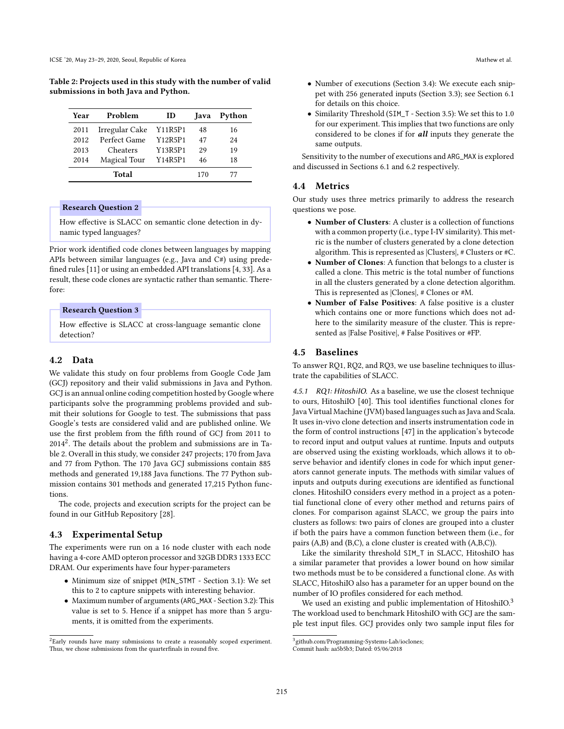**Table 2: Projects used in this study with the number of valid submissions in both Java and Python.**

| Year | Problem | ID | Java | Python |
|---|---|---|---|---|
| 2011 | Irregular Cake | Y11R5P1 | 48 | 16 |
| 2012 | Perfect Game | Y12R5P1 | 47 | 24 |
| 2013 | Cheaters | Y13R5P1 | 29 | 19 |
| 2014 | Magical Tour | Y14R5P1 | 46 | 18 |
| | **Total** | | 170 | 77 |

> **Research Question 2**
>
> How effective is SLACC on semantic clone detection in dynamic typed languages?

Prior work identified code clones between languages by mapping APIs between similar languages (e.g., Java and C#) using predefined rules [11] or using an embedded API translations [4, 33]. As a result, these code clones are syntactic rather than semantic. Therefore:

> **Research Question 3**
>
> How effective is SLACC at cross-language semantic clone detection?

## 4.2 Data

We validate this study on four problems from Google Code Jam (GCJ) repository and their valid submissions in Java and Python. GCJ is an annual online coding competition hosted by Google where participants solve the programming problems provided and submit their solutions for Google to test. The submissions that pass Google's tests are considered valid and are published online. We use the first problem from the fifth round of GCJ from 2011 to 2014[2]. The details about the problem and submissions are in Table 2. Overall in this study, we consider 247 projects; 170 from Java and 77 from Python. The 170 Java GCJ submissions contain 885 methods and generated 19,188 Java functions. The 77 Python submission contains 301 methods and generated 17,215 Python functions.

The code, projects and execution scripts for the project can be found in our GitHub Repository [28].

## 4.3 Experimental Setup

The experiments were run on a 16 node cluster with each node having a 4-core AMD opteron processor and 32GB DDR3 1333 ECC DRAM. Our experiments have four hyper-parameters

- Minimum size of snippet (MIN_STMT - Section 3.1): We set this to 2 to capture snippets with interesting behavior.
- Maximum number of arguments (ARG_MAX - Section 3.2): This value is set to 5. Hence if a snippet has more than 5 arguments, it is omitted from the experiments.
- Number of executions (Section 3.4): We execute each snippet with 256 generated inputs (Section 3.3); see Section 6.1 for details on this choice.
- Similarity Threshold (SIM_T - Section 3.5): We set this to 1.0 for our experiment. This implies that two functions are only considered to be clones if for ***all*** inputs they generate the same outputs.

Sensitivity to the number of executions and ARG_MAX is explored and discussed in Sections 6.1 and 6.2 respectively.

## 4.4 Metrics

Our study uses three metrics primarily to address the research questions we pose.

- **Number of Clusters**: A cluster is a collection of functions with a common property (i.e., type I-IV similarity). This metric is the number of clusters generated by a clone detection algorithm. This is represented as |Clusters|, # Clusters or #C.
- **Number of Clones**: A function that belongs to a cluster is called a clone. This metric is the total number of functions in all the clusters generated by a clone detection algorithm. This is represented as |Clones|, # Clones or #M.
- **Number of False Positives**: A false positive is a cluster which contains one or more functions which does not adhere to the similarity measure of the cluster. This is represented as |False Positive|, # False Positives or #FP.

## 4.5 Baselines

To answer RQ1, RQ2, and RQ3, we use baseline techniques to illustrate the capabilities of SLACC.

*4.5.1 RQ1: HitoshiIO.* As a baseline, we use the closest technique to ours, HitoshiIO [40]. This tool identifies functional clones for Java Virtual Machine (JVM) based languages such as Java and Scala. It uses in-vivo clone detection and inserts instrumentation code in the form of control instructions [47] in the application's bytecode to record input and output values at runtime. Inputs and outputs are observed using the existing workloads, which allows it to observe behavior and identify clones in code for which input generators cannot generate inputs. The methods with similar values of inputs and outputs during executions are identified as functional clones. HitoshiIO considers every method in a project as a potential functional clone of every other method and returns pairs of clones. For comparison against SLACC, we group the pairs into clusters as follows: two pairs of clones are grouped into a cluster if both the pairs have a common function between them (i.e., for pairs (A,B) and (B,C), a clone cluster is created with (A,B,C)).

Like the similarity threshold SIM_T in SLACC, HitoshiIO has a similar parameter that provides a lower bound on how similar two methods must be to be considered a functional clone. As with SLACC, HitoshiIO also has a parameter for an upper bound on the number of IO profiles considered for each method.

We used an existing and public implementation of HitoshiIO.[3] The workload used to benchmark HitoshiIO with GCJ are the sample test input files. GCJ provides only two sample input files for

---

[2] Early rounds have many submissions to create a reasonably scoped experiment. Thus, we chose submissions from the quarterfinals in round five.

[3] github.com/Programming-Systems-Lab/ioclones; Commit hash: aa5b5b3; Dated: 05/06/2018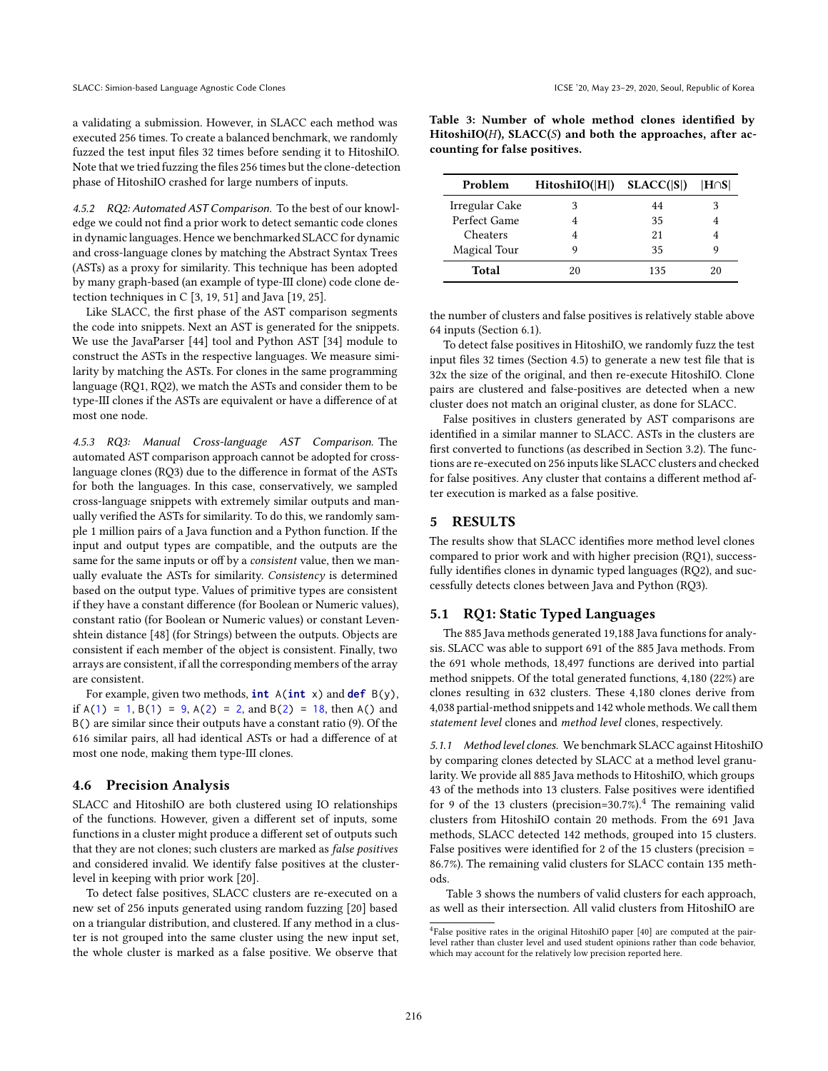a validating a submission. However, in SLACC each method was executed 256 times. To create a balanced benchmark, we randomly fuzzed the test input files 32 times before sending it to HitoshiIO. Note that we tried fuzzing the files 256 times but the clone-detection phase of HitoshiIO crashed for large numbers of inputs.

#### 4.5.2 RQ2: Automated AST Comparison.

To the best of our knowledge we could not find a prior work to detect semantic code clones in dynamic languages. Hence we benchmarked SLACC for dynamic and cross-language clones by matching the Abstract Syntax Trees (ASTs) as a proxy for similarity. This technique has been adopted by many graph-based (an example of type-III clone) code clone detection techniques in C [3, 19, 51] and Java [19, 25].

Like SLACC, the first phase of the AST comparison segments the code into snippets. Next an AST is generated for the snippets. We use the JavaParser [44] tool and Python AST [34] module to construct the ASTs in the respective languages. We measure similarity by matching the ASTs. For clones in the same programming language (RQ1, RQ2), we match the ASTs and consider them to be type-III clones if the ASTs are equivalent or have a difference of at most one node.

#### 4.5.3 RQ3: Manual Cross-language AST Comparison.

The automated AST comparison approach cannot be adopted for cross-language clones (RQ3) due to the difference in format of the ASTs for both the languages. In this case, conservatively, we sampled cross-language snippets with extremely similar outputs and manually verified the ASTs for similarity. To do this, we randomly sample 1 million pairs of a Java function and a Python function. If the input and output types are compatible, and the outputs are the same for the same inputs or off by a *consistent* value, then we manually evaluate the ASTs for similarity. *Consistency* is determined based on the output type. Values of primitive types are consistent if they have a constant difference (for Boolean or Numeric values), constant ratio (for Boolean or Numeric values) or constant Levenshtein distance [48] (for Strings) between the outputs. Objects are consistent if each member of the object is consistent. Finally, two arrays are consistent, if all the corresponding members of the array are consistent.

For example, given two methods, `int A(int x)` and `def B(y)`, if `A(1) = 1`, `B(1) = 9`, `A(2) = 2`, and `B(2) = 18`, then `A()` and `B()` are similar since their outputs have a constant ratio (9). Of the 616 similar pairs, all had identical ASTs or had a difference of at most one node, making them type-III clones.

### 4.6 Precision Analysis

SLACC and HitoshiIO are both clustered using IO relationships of the functions. However, given a different set of inputs, some functions in a cluster might produce a different set of outputs such that they are not clones; such clusters are marked as *false positives* and considered invalid. We identify false positives at the cluster-level in keeping with prior work [20].

To detect false positives, SLACC clusters are re-executed on a new set of 256 inputs generated using random fuzzing [20] based on a triangular distribution, and clustered. If any method in a cluster is not grouped into the same cluster using the new input set, the whole cluster is marked as a false positive. We observe that the number of clusters and false positives is relatively stable above 64 inputs (Section 6.1).

To detect false positives in HitoshiIO, we randomly fuzz the test input files 32 times (Section 4.5) to generate a new test file that is 32x the size of the original, and then re-execute HitoshiIO. Clone pairs are clustered and false-positives are detected when a new cluster does not match an original cluster, as done for SLACC.

False positives in clusters generated by AST comparisons are identified in a similar manner to SLACC. ASTs in the clusters are first converted to functions (as described in Section 3.2). The functions are re-executed on 256 inputs like SLACC clusters and checked for false positives. Any cluster that contains a different method after execution is marked as a false positive.

**Table 3: Number of whole method clones identified by HitoshiIO($H$), SLACC($S$) and both the approaches, after accounting for false positives.**

| Problem | HitoshiIO($\|H\|$) | SLACC($\|S\|$) | $\|H \cap S\|$ |
|---|---|---|---|
| Irregular Cake | 3 | 44 | 3 |
| Perfect Game | 4 | 35 | 4 |
| Cheaters | 4 | 21 | 4 |
| Magical Tour | 9 | 35 | 9 |
| **Total** | 20 | 135 | 20 |

## 5 RESULTS

The results show that SLACC identifies more method level clones compared to prior work and with higher precision (RQ1), successfully identifies clones in dynamic typed languages (RQ2), and successfully detects clones between Java and Python (RQ3).

### 5.1 RQ1: Static Typed Languages

The 885 Java methods generated 19,188 Java functions for analysis. SLACC was able to support 691 of the 885 Java methods. From the 691 whole methods, 18,497 functions are derived into partial method snippets. Of the total generated functions, 4,180 (22%) are clones resulting in 632 clusters. These 4,180 clones derive from 4,038 partial-method snippets and 142 whole methods. We call them *statement level* clones and *method level* clones, respectively.

#### 5.1.1 Method level clones.

We benchmark SLACC against HitoshiIO by comparing clones detected by SLACC at a method level granularity. We provide all 885 Java methods to HitoshiIO, which groups 43 of the methods into 13 clusters. False positives were identified for 9 of the 13 clusters (precision=30.7%).[4] The remaining valid clusters from HitoshiIO contain 20 methods. From the 691 Java methods, SLACC detected 142 methods, grouped into 15 clusters. False positives were identified for 2 of the 15 clusters (precision = 86.7%). The remaining valid clusters for SLACC contain 135 methods.

Table 3 shows the numbers of valid clusters for each approach, as well as their intersection. All valid clusters from HitoshiIO are

[4] False positive rates in the original HitoshiIO paper [40] are computed at the pair-level rather than cluster level and used student opinions rather than code behavior, which may account for the relatively low precision reported here.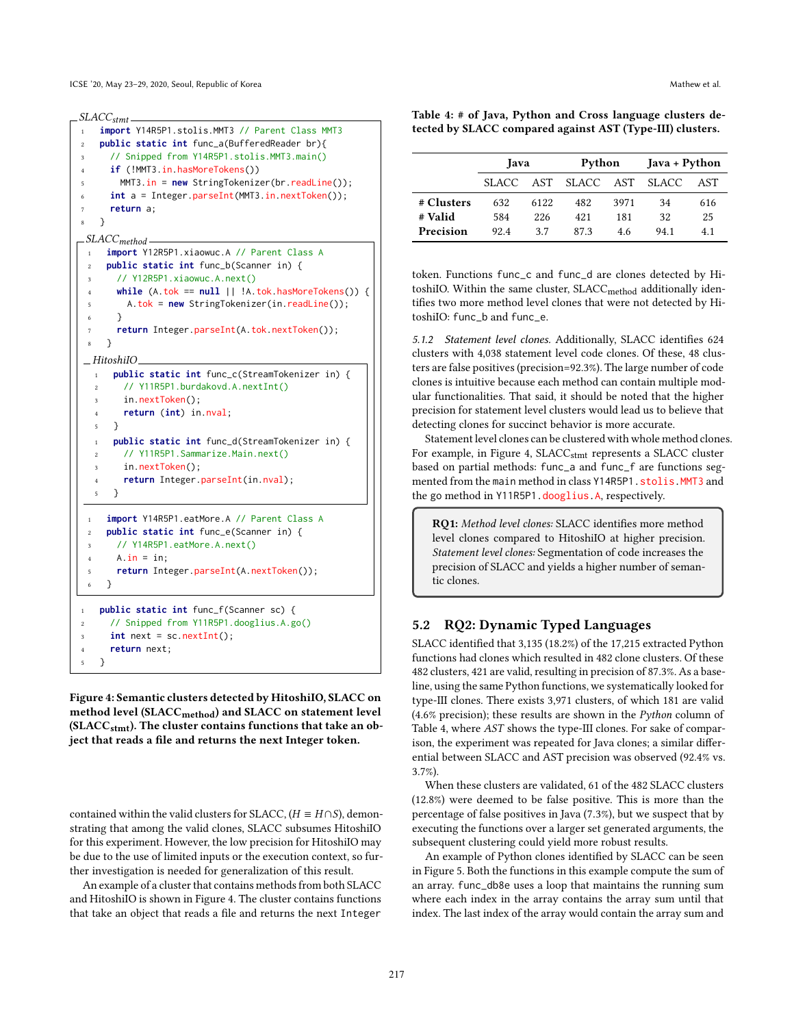*SLACC*$_{stmt}$

```java
import Y14R5P1.stolis.MMT3 // Parent Class MMT3
public static int func_a(BufferedReader br){
  // Snipped from Y14R5P1.stolis.MMT3.main()
  if (!MMT3.in.hasMoreTokens())
    MMT3.in = new StringTokenizer(br.readLine());
  int a = Integer.parseInt(MMT3.in.nextToken());
  return a;
}
```

*SLACC*$_{method}$

```java
import Y12R5P1.xiaowuc.A // Parent Class A
public static int func_b(Scanner in) {
  // Y12R5P1.xiaowuc.A.next()
  while (A.tok == null || !A.tok.hasMoreTokens()) {
    A.tok = new StringTokenizer(in.readLine());
  }
  return Integer.parseInt(A.tok.nextToken());
}
```

*HitoshiIO*

```java
public static int func_c(StreamTokenizer in) {
  // Y11R5P1.burdakovd.A.nextInt()
  in.nextToken();
  return (int) in.nval;
}
```

```java
public static int func_d(StreamTokenizer in) {
  // Y11R5P1.Sammarize.Main.next()
  in.nextToken();
  return Integer.parseInt(in.nval);
}
```

```java
import Y14R5P1.eatMore.A // Parent Class A
public static int func_e(Scanner in) {
  // Y14R5P1.eatMore.A.next()
  A.in = in;
  return Integer.parseInt(A.nextToken());
}
```

```java
public static int func_f(Scanner sc) {
  // Snipped from Y11R5P1.dooglius.A.go()
  int next = sc.nextInt();
  return next;
}
```

**Figure 4: Semantic clusters detected by HitoshiIO, SLACC on method level (SLACC$_{\text{method}}$) and SLACC on statement level (SLACC$_{\text{stmt}}$). The cluster contains functions that take an object that reads a file and returns the next Integer token.**

contained within the valid clusters for SLACC, ($H \equiv H \cap S$), demonstrating that among the valid clones, SLACC subsumes HitoshiIO for this experiment. However, the low precision for HitoshiIO may be due to the use of limited inputs or the execution context, so further investigation is needed for generalization of this result.

An example of a cluster that contains methods from both SLACC and HitoshiIO is shown in Figure 4. The cluster contains functions that take an object that reads a file and returns the next Integer token. Functions func_c and func_d are clones detected by HitoshiIO. Within the same cluster, SLACC$_{\text{method}}$ additionally identifies two more method level clones that were not detected by HitoshiIO: func_b and func_e.

*5.1.2 Statement level clones.* Additionally, SLACC identifies 624 clusters with 4,038 statement level code clones. Of these, 48 clusters are false positives (precision=92.3%). The large number of code clones is intuitive because each method can contain multiple modular functionalities. That said, it should be noted that the higher precision for statement level clusters would lead us to believe that detecting clones for succinct behavior is more accurate.

Statement level clones can be clustered with whole method clones. For example, in Figure 4, SLACC$_{\text{stmt}}$ represents a SLACC cluster based on partial methods: func_a and func_f are functions segmented from the main method in class Y14R5P1.stolis.MMT3 and the go method in Y11R5P1.dooglius.A, respectively.

> **RQ1:** *Method level clones:* SLACC identifies more method level clones compared to HitoshiIO at higher precision. *Statement level clones:* Segmentation of code increases the precision of SLACC and yields a higher number of semantic clones.

**Table 4: # of Java, Python and Cross language clusters detected by SLACC compared against AST (Type-III) clusters.**

| | Java | | Python | | Java + Python | |
|---|---|---|---|---|---|---|
| | SLACC | AST | SLACC | AST | SLACC | AST |
| **# Clusters** | 632 | 6122 | 482 | 3971 | 34 | 616 |
| **# Valid** | 584 | 226 | 421 | 181 | 32 | 25 |
| **Precision** | 92.4 | 3.7 | 87.3 | 4.6 | 94.1 | 4.1 |

## 5.2 RQ2: Dynamic Typed Languages

SLACC identified that 3,135 (18.2%) of the 17,215 extracted Python functions had clones which resulted in 482 clone clusters. Of these 482 clusters, 421 are valid, resulting in precision of 87.3%. As a baseline, using the same Python functions, we systematically looked for type-III clones. There exists 3,971 clusters, of which 181 are valid (4.6% precision); these results are shown in the *Python* column of Table 4, where *AST* shows the type-III clones. For sake of comparison, the experiment was repeated for Java clones; a similar differential between SLACC and AST precision was observed (92.4% vs. 3.7%).

When these clusters are validated, 61 of the 482 SLACC clusters (12.8%) were deemed to be false positive. This is more than the percentage of false positives in Java (7.3%), but we suspect that by executing the functions over a larger set generated arguments, the subsequent clustering could yield more robust results.

An example of Python clones identified by SLACC can be seen in Figure 5. Both the functions in this example compute the sum of an array. func_db8e uses a loop that maintains the running sum where each index in the array contains the array sum until that index. The last index of the array would contain the array sum and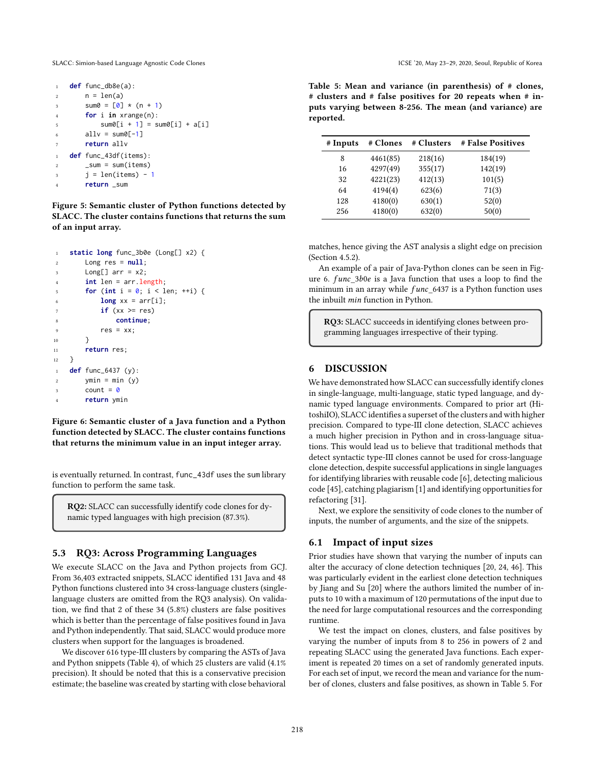```python
def func_db8e(a):
    n = len(a)
    sum0 = [0] * (n + 1)
    for i in xrange(n):
        sum0[i + 1] = sum0[i] + a[i]
    allv = sum0[-1]
    return allv
```

```python
def func_43df(items):
    _sum = sum(items)
    j = len(items) - 1
    return _sum
```

**Figure 5: Semantic cluster of Python functions detected by SLACC. The cluster contains functions that returns the sum of an input array.**

```java
static long func_3b0e (Long[] x2) {
    Long res = null;
    Long[] arr = x2;
    int len = arr.length;
    for (int i = 0; i < len; ++i) {
        long xx = arr[i];
        if (xx >= res)
            continue;
        res = xx;
    }
    return res;
}
```

```python
def func_6437 (y):
    ymin = min (y)
    count = 0
    return ymin
```

**Figure 6: Semantic cluster of a Java function and a Python function detected by SLACC. The cluster contains functions that returns the minimum value in an input integer array.**

is eventually returned. In contrast, func_43df uses the sum library function to perform the same task.

> **RQ2:** SLACC can successfully identify code clones for dynamic typed languages with high precision (87.3%).

### 5.3 RQ3: Across Programming Languages

We execute SLACC on the Java and Python projects from GCJ. From 36,403 extracted snippets, SLACC identified 131 Java and 48 Python functions clustered into 34 cross-language clusters (single-language clusters are omitted from the RQ3 analysis). On validation, we find that 2 of these 34 (5.8%) clusters are false positives which is better than the percentage of false positives found in Java and Python independently. That said, SLACC would produce more clusters when support for the languages is broadened.

We discover 616 type-III clusters by comparing the ASTs of Java and Python snippets (Table 4), of which 25 clusters are valid (4.1% precision). It should be noted that this is a conservative precision estimate; the baseline was created by starting with close behavioral matches, hence giving the AST analysis a slight edge on precision (Section 4.5.2).

An example of a pair of Java-Python clones can be seen in Figure 6. *func_3b0e* is a Java function that uses a loop to find the minimum in an array while *func_6437* is a Python function uses the inbuilt *min* function in Python.

> **RQ3:** SLACC succeeds in identifying clones between programming languages irrespective of their typing.

## 6 DISCUSSION

We have demonstrated how SLACC can successfully identify clones in single-language, multi-language, static typed language, and dynamic typed language environments. Compared to prior art (HitoshiIO), SLACC identifies a superset of the clusters and with higher precision. Compared to type-III clone detection, SLACC achieves a much higher precision in Python and in cross-language situations. This would lead us to believe that traditional methods that detect syntactic type-III clones cannot be used for cross-language clone detection, despite successful applications in single languages for identifying libraries with reusable code [6], detecting malicious code [45], catching plagiarism [1] and identifying opportunities for refactoring [31].

Next, we explore the sensitivity of code clones to the number of inputs, the number of arguments, and the size of the snippets.

### 6.1 Impact of input sizes

Prior studies have shown that varying the number of inputs can alter the accuracy of clone detection techniques [20, 24, 46]. This was particularly evident in the earliest clone detection techniques by Jiang and Su [20] where the authors limited the number of inputs to 10 with a maximum of 120 permutations of the input due to the need for large computational resources and the corresponding runtime.

We test the impact on clones, clusters, and false positives by varying the number of inputs from 8 to 256 in powers of 2 and repeating SLACC using the generated Java functions. Each experiment is repeated 20 times on a set of randomly generated inputs. For each set of input, we record the mean and variance for the number of clones, clusters and false positives, as shown in Table 5. For

**Table 5: Mean and variance (in parenthesis) of # clones, # clusters and # false positives for 20 repeats when # inputs varying between 8-256. The mean (and variance) are reported.**

| # Inputs | # Clones | # Clusters | # False Positives |
|---|---|---|---|
| 8 | 4461(85) | 218(16) | 184(19) |
| 16 | 4297(49) | 355(17) | 142(19) |
| 32 | 4221(23) | 412(13) | 101(5) |
| 64 | 4194(4) | 623(6) | 71(3) |
| 128 | 4180(0) | 630(1) | 52(0) |
| 256 | 4180(0) | 632(0) | 50(0) |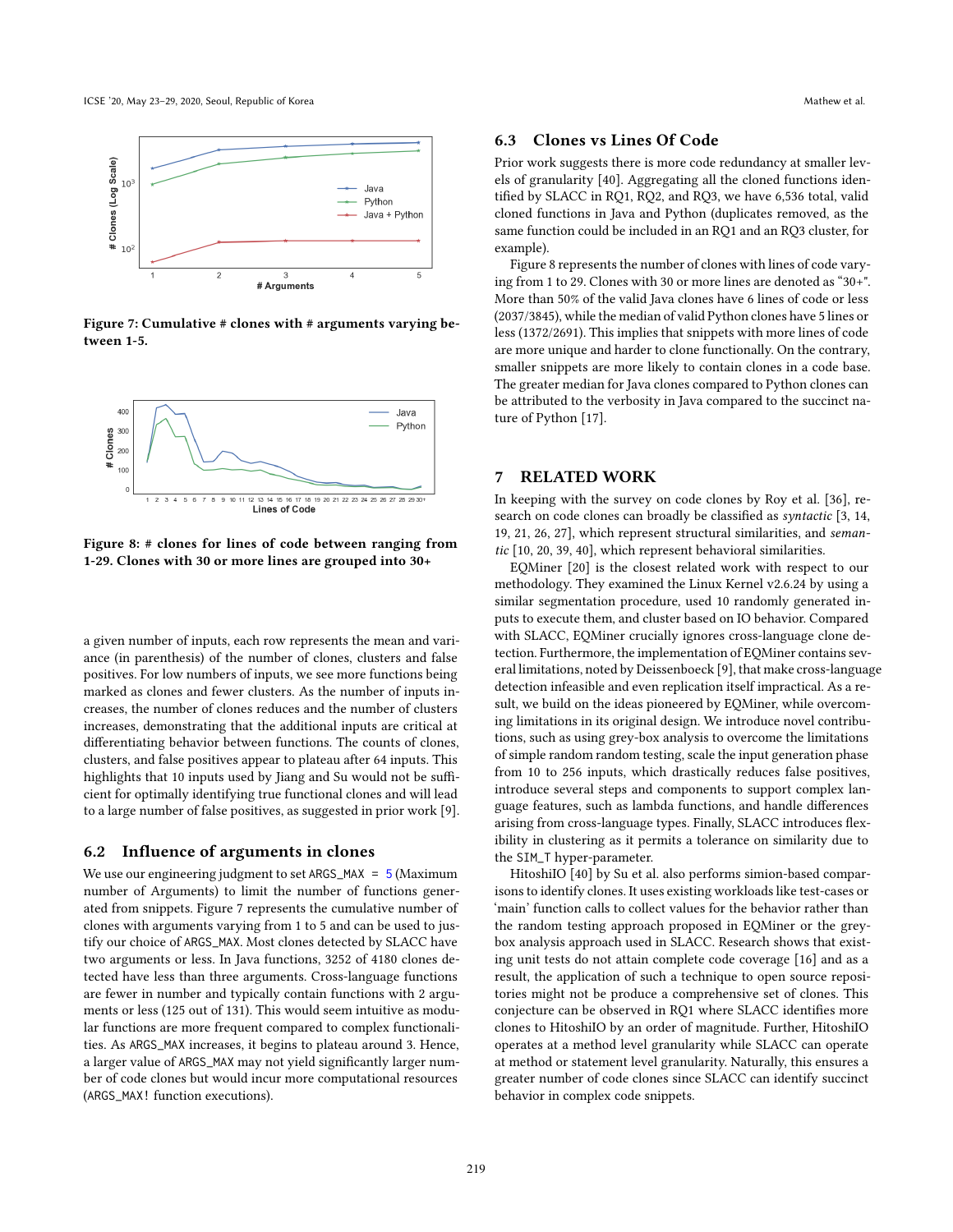Figure 7: Cumulative # clones with # arguments varying between 1-5.

Figure 8: # clones for lines of code between ranging from 1-29. Clones with 30 or more lines are grouped into 30+

a given number of inputs, each row represents the mean and variance (in parenthesis) of the number of clones, clusters and false positives. For low numbers of inputs, we see more functions being marked as clones and fewer clusters. As the number of inputs increases, the number of clones reduces and the number of clusters increases, demonstrating that the additional inputs are critical at differentiating behavior between functions. The counts of clones, clusters, and false positives appear to plateau after 64 inputs. This highlights that 10 inputs used by Jiang and Su would not be sufficient for optimally identifying true functional clones and will lead to a large number of false positives, as suggested in prior work [9].

### 6.2 Influence of arguments in clones

We use our engineering judgment to set ARGS_MAX = 5 (Maximum number of Arguments) to limit the number of functions generated from snippets. Figure 7 represents the cumulative number of clones with arguments varying from 1 to 5 and can be used to justify our choice of ARGS_MAX. Most clones detected by SLACC have two arguments or less. In Java functions, 3252 of 4180 clones detected have less than three arguments. Cross-language functions are fewer in number and typically contain functions with 2 arguments or less (125 out of 131). This would seem intuitive as modular functions are more frequent compared to complex functionalities. As ARGS_MAX increases, it begins to plateau around 3. Hence, a larger value of ARGS_MAX may not yield significantly larger number of code clones but would incur more computational resources (ARGS_MAX! function executions).

### 6.3 Clones vs Lines Of Code

Prior work suggests there is more code redundancy at smaller levels of granularity [40]. Aggregating all the cloned functions identified by SLACC in RQ1, RQ2, and RQ3, we have 6,536 total, valid cloned functions in Java and Python (duplicates removed, as the same function could be included in an RQ1 and an RQ3 cluster, for example).

Figure 8 represents the number of clones with lines of code varying from 1 to 29. Clones with 30 or more lines are denoted as "30+". More than 50% of the valid Java clones have 6 lines of code or less (2037/3845), while the median of valid Python clones have 5 lines or less (1372/2691). This implies that snippets with more lines of code are more unique and harder to clone functionally. On the contrary, smaller snippets are more likely to contain clones in a code base. The greater median for Java clones compared to Python clones can be attributed to the verbosity in Java compared to the succinct nature of Python [17].

## 7 RELATED WORK

In keeping with the survey on code clones by Roy et al. [36], research on code clones can broadly be classified as *syntactic* [3, 14, 19, 21, 26, 27], which represent structural similarities, and *semantic* [10, 20, 39, 40], which represent behavioral similarities.

EQMiner [20] is the closest related work with respect to our methodology. They examined the Linux Kernel v2.6.24 by using a similar segmentation procedure, used 10 randomly generated inputs to execute them, and cluster based on IO behavior. Compared with SLACC, EQMiner crucially ignores cross-language clone detection. Furthermore, the implementation of EQMiner contains several limitations, noted by Deissenboeck [9], that make cross-language detection infeasible and even replication itself impractical. As a result, we build on the ideas pioneered by EQMiner, while overcoming limitations in its original design. We introduce novel contributions, such as using grey-box analysis to overcome the limitations of simple random random testing, scale the input generation phase from 10 to 256 inputs, which drastically reduces false positives, introduce several steps and components to support complex language features, such as lambda functions, and handle differences arising from cross-language types. Finally, SLACC introduces flexibility in clustering as it permits a tolerance on similarity due to the SIM_T hyper-parameter.

HitoshiIO [40] by Su et al. also performs simion-based comparisons to identify clones. It uses existing workloads like test-cases or 'main' function calls to collect values for the behavior rather than the random testing approach proposed in EQMiner or the grey-box analysis approach used in SLACC. Research shows that existing unit tests do not attain complete code coverage [16] and as a result, the application of such a technique to open source repositories might not be produce a comprehensive set of clones. This conjecture can be observed in RQ1 where SLACC identifies more clones to HitoshiIO by an order of magnitude. Further, HitoshiIO operates at a method level granularity while SLACC can operate at method or statement level granularity. Naturally, this ensures a greater number of code clones since SLACC can identify succinct behavior in complex code snippets.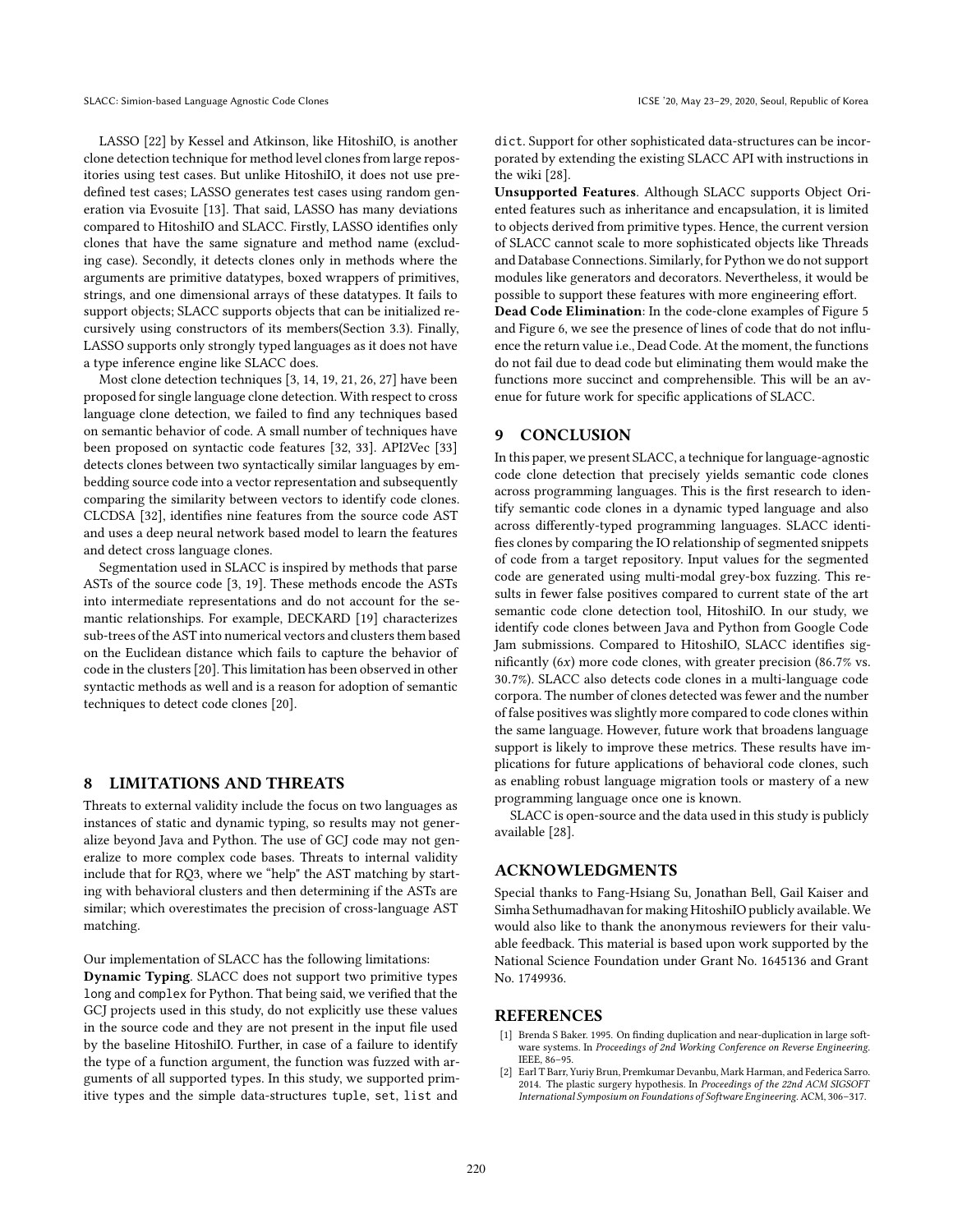LASSO [22] by Kessel and Atkinson, like HitoshiIO, is another clone detection technique for method level clones from large repositories using test cases. But unlike HitoshiIO, it does not use predefined test cases; LASSO generates test cases using random generation via Evosuite [13]. That said, LASSO has many deviations compared to HitoshiIO and SLACC. Firstly, LASSO identifies only clones that have the same signature and method name (excluding case). Secondly, it detects clones only in methods where the arguments are primitive datatypes, boxed wrappers of primitives, strings, and one dimensional arrays of these datatypes. It fails to support objects; SLACC supports objects that can be initialized recursively using constructors of its members(Section 3.3). Finally, LASSO supports only strongly typed languages as it does not have a type inference engine like SLACC does.

Most clone detection techniques [3, 14, 19, 21, 26, 27] have been proposed for single language clone detection. With respect to cross language clone detection, we failed to find any techniques based on semantic behavior of code. A small number of techniques have been proposed on syntactic code features [32, 33]. API2Vec [33] detects clones between two syntactically similar languages by embedding source code into a vector representation and subsequently comparing the similarity between vectors to identify code clones. CLCDSA [32], identifies nine features from the source code AST and uses a deep neural network based model to learn the features and detect cross language clones.

Segmentation used in SLACC is inspired by methods that parse ASTs of the source code [3, 19]. These methods encode the ASTs into intermediate representations and do not account for the semantic relationships. For example, DECKARD [19] characterizes sub-trees of the AST into numerical vectors and clusters them based on the Euclidean distance which fails to capture the behavior of code in the clusters [20]. This limitation has been observed in other syntactic methods as well and is a reason for adoption of semantic techniques to detect code clones [20].

## 8 LIMITATIONS AND THREATS

Threats to external validity include the focus on two languages as instances of static and dynamic typing, so results may not generalize beyond Java and Python. The use of GCJ code may not generalize to more complex code bases. Threats to internal validity include that for RQ3, where we "help" the AST matching by starting with behavioral clusters and then determining if the ASTs are similar; which overestimates the precision of cross-language AST matching.

Our implementation of SLACC has the following limitations:

**Dynamic Typing**. SLACC does not support two primitive types `long` and `complex` for Python. That being said, we verified that the GCJ projects used in this study, do not explicitly use these values in the source code and they are not present in the input file used by the baseline HitoshiIO. Further, in case of a failure to identify the type of a function argument, the function was fuzzed with arguments of all supported types. In this study, we supported primitive types and the simple data-structures `tuple`, `set`, `list` and `dict`. Support for other sophisticated data-structures can be incorporated by extending the existing SLACC API with instructions in the wiki [28].

**Unsupported Features**. Although SLACC supports Object Oriented features such as inheritance and encapsulation, it is limited to objects derived from primitive types. Hence, the current version of SLACC cannot scale to more sophisticated objects like Threads and Database Connections. Similarly, for Python we do not support modules like generators and decorators. Nevertheless, it would be possible to support these features with more engineering effort.

**Dead Code Elimination**: In the code-clone examples of Figure 5 and Figure 6, we see the presence of lines of code that do not influence the return value i.e., Dead Code. At the moment, the functions do not fail due to dead code but eliminating them would make the functions more succinct and comprehensible. This will be an avenue for future work for specific applications of SLACC.

## 9 CONCLUSION

In this paper, we present SLACC, a technique for language-agnostic code clone detection that precisely yields semantic code clones across programming languages. This is the first research to identify semantic code clones in a dynamic typed language and also across differently-typed programming languages. SLACC identifies clones by comparing the IO relationship of segmented snippets of code from a target repository. Input values for the segmented code are generated using multi-modal grey-box fuzzing. This results in fewer false positives compared to current state of the art semantic code clone detection tool, HitoshiIO. In our study, we identify code clones between Java and Python from Google Code Jam submissions. Compared to HitoshiIO, SLACC identifies significantly (6*x*) more code clones, with greater precision (86.7% vs. 30.7%). SLACC also detects code clones in a multi-language code corpora. The number of clones detected was fewer and the number of false positives was slightly more compared to code clones within the same language. However, future work that broadens language support is likely to improve these metrics. These results have implications for future applications of behavioral code clones, such as enabling robust language migration tools or mastery of a new programming language once one is known.

SLACC is open-source and the data used in this study is publicly available [28].

## ACKNOWLEDGMENTS

Special thanks to Fang-Hsiang Su, Jonathan Bell, Gail Kaiser and Simha Sethumadhavan for making HitoshiIO publicly available. We would also like to thank the anonymous reviewers for their valuable feedback. This material is based upon work supported by the National Science Foundation under Grant No. 1645136 and Grant No. 1749936.

## REFERENCES

- [1] Brenda S Baker. 1995. On finding duplication and near-duplication in large software systems. In *Proceedings of 2nd Working Conference on Reverse Engineering*. IEEE, 86–95.
- [2] Earl T Barr, Yuriy Brun, Premkumar Devanbu, Mark Harman, and Federica Sarro. 2014. The plastic surgery hypothesis. In *Proceedings of the 22nd ACM SIGSOFT International Symposium on Foundations of Software Engineering*. ACM, 306–317.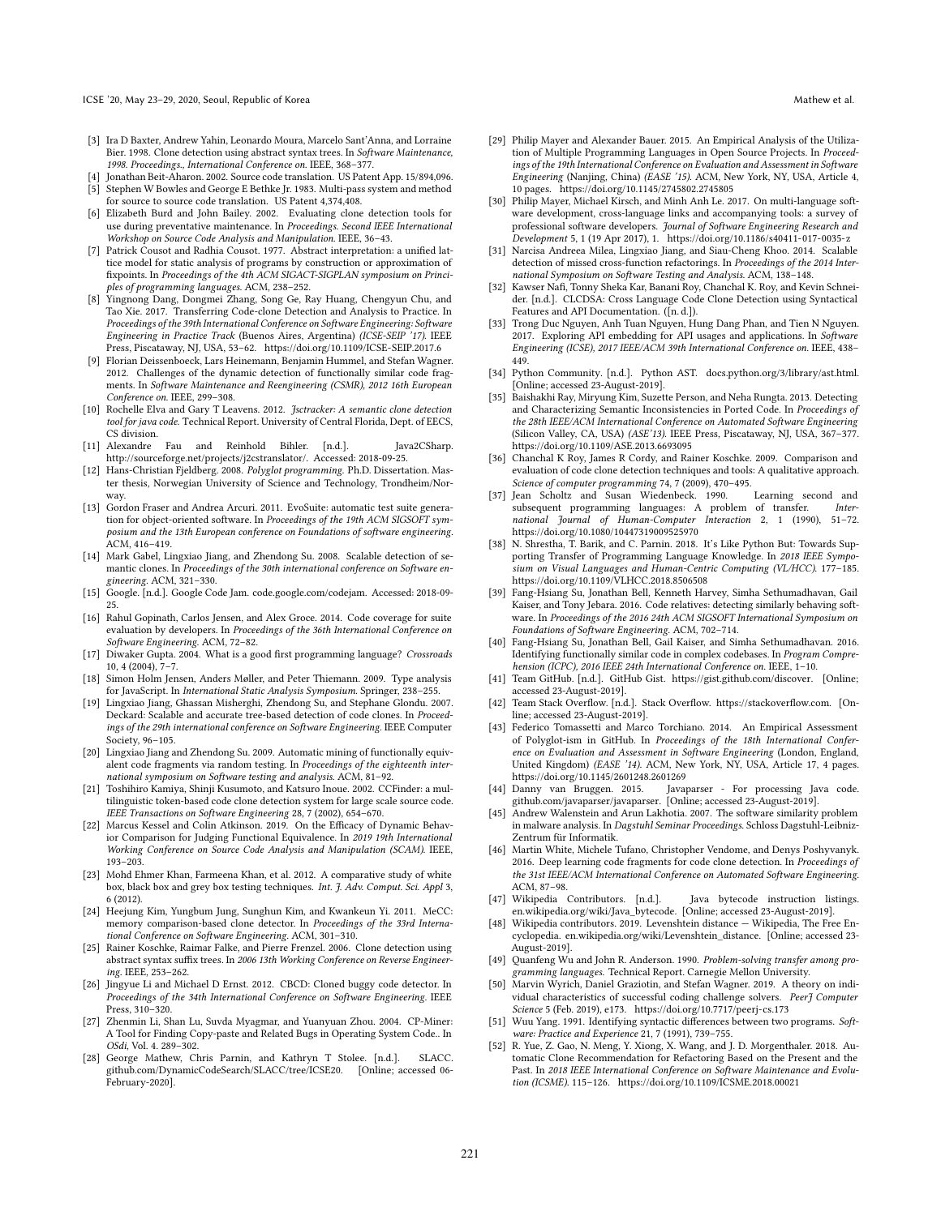[3] Ira D Baxter, Andrew Yahin, Leonardo Moura, Marcelo Sant'Anna, and Lorraine Bier. 1998. Clone detection using abstract syntax trees. In *Software Maintenance, 1998. Proceedings., International Conference on.* IEEE, 368–377.

[4] Jonathan Beit-Aharon. 2002. Source code translation. US Patent App. 15/894,096.

[5] Stephen W Bowles and George E Bethke Jr. 1983. Multi-pass system and method for source to source code translation. US Patent 4,374,408.

[6] Elizabeth Burd and John Bailey. 2002. Evaluating clone detection tools for use during preventative maintenance. In *Proceedings. Second IEEE International Workshop on Source Code Analysis and Manipulation.* IEEE, 36–43.

[7] Patrick Cousot and Radhia Cousot. 1977. Abstract interpretation: a unified lattice model for static analysis of programs by construction or approximation of fixpoints. In *Proceedings of the 4th ACM SIGACT-SIGPLAN symposium on Principles of programming languages.* ACM, 238–252.

[8] Yingnong Dang, Dongmei Zhang, Song Ge, Ray Huang, Chengyun Chu, and Tao Xie. 2017. Transferring Code-clone Detection and Analysis to Practice. In *Proceedings of the 39th International Conference on Software Engineering: Software Engineering in Practice Track* (Buenos Aires, Argentina) *(ICSE-SEIP '17).* IEEE Press, Piscataway, NJ, USA, 53–62. https://doi.org/10.1109/ICSE-SEIP.2017.6

[9] Florian Deissenboeck, Lars Heinemann, Benjamin Hummel, and Stefan Wagner. 2012. Challenges of the dynamic detection of functionally similar code fragments. In *Software Maintenance and Reengineering (CSMR), 2012 16th European Conference on.* IEEE, 299–308.

[10] Rochelle Elva and Gary T Leavens. 2012. *Jsctracker: A semantic clone detection tool for java code.* Technical Report. University of Central Florida, Dept. of EECS, CS division.

[11] Alexandre Fau and Reinhold Bihler. [n.d.]. Java2CSharp. http://sourceforge.net/projects/j2cstranslator/. Accessed: 2018-09-25.

[12] Hans-Christian Fjeldberg. 2008. *Polyglot programming.* Ph.D. Dissertation. Master thesis, Norwegian University of Science and Technology, Trondheim/Norway.

[13] Gordon Fraser and Andrea Arcuri. 2011. EvoSuite: automatic test suite generation for object-oriented software. In *Proceedings of the 19th ACM SIGSOFT symposium and the 13th European conference on Foundations of software engineering.* ACM, 416–419.

[14] Mark Gabel, Lingxiao Jiang, and Zhendong Su. 2008. Scalable detection of semantic clones. In *Proceedings of the 30th international conference on Software engineering.* ACM, 321–330.

[15] Google. [n.d.]. Google Code Jam. code.google.com/codejam. Accessed: 2018-09-25.

[16] Rahul Gopinath, Carlos Jensen, and Alex Groce. 2014. Code coverage for suite evaluation by developers. In *Proceedings of the 36th International Conference on Software Engineering.* ACM, 72–82.

[17] Diwaker Gupta. 2004. What is a good first programming language? *Crossroads* 10, 4 (2004), 7–7.

[18] Simon Holm Jensen, Anders Møller, and Peter Thiemann. 2009. Type analysis for JavaScript. In *International Static Analysis Symposium.* Springer, 238–255.

[19] Lingxiao Jiang, Ghassan Misherghi, Zhendong Su, and Stephane Glondu. 2007. Deckard: Scalable and accurate tree-based detection of code clones. In *Proceedings of the 29th international conference on Software Engineering.* IEEE Computer Society, 96–105.

[20] Lingxiao Jiang and Zhendong Su. 2009. Automatic mining of functionally equivalent code fragments via random testing. In *Proceedings of the eighteenth international symposium on Software testing and analysis.* ACM, 81–92.

[21] Toshihiro Kamiya, Shinji Kusumoto, and Katsuro Inoue. 2002. CCFinder: a multilinguistic token-based code clone detection system for large scale source code. *IEEE Transactions on Software Engineering* 28, 7 (2002), 654–670.

[22] Marcus Kessel and Colin Atkinson. 2019. On the Efficacy of Dynamic Behavior Comparison for Judging Functional Equivalence. In *2019 19th International Working Conference on Source Code Analysis and Manipulation (SCAM).* IEEE, 193–203.

[23] Mohd Ehmer Khan, Farmeena Khan, et al. 2012. A comparative study of white box, black box and grey box testing techniques. *Int. J. Adv. Comput. Sci. Appl* 3, 6 (2012).

[24] Heejung Kim, Yungbum Jung, Sunghun Kim, and Kwankeun Yi. 2011. MeCC: memory comparison-based clone detector. In *Proceedings of the 33rd International Conference on Software Engineering.* ACM, 301–310.

[25] Rainer Koschke, Raimar Falke, and Pierre Frenzel. 2006. Clone detection using abstract syntax suffix trees. In *2006 13th Working Conference on Reverse Engineering.* IEEE, 253–262.

[26] Jingyue Li and Michael D Ernst. 2012. CBCD: Cloned buggy code detector. In *Proceedings of the 34th International Conference on Software Engineering.* IEEE Press, 310–320.

[27] Zhenmin Li, Shan Lu, Suvda Myagmar, and Yuanyuan Zhou. 2004. CP-Miner: A Tool for Finding Copy-paste and Related Bugs in Operating System Code.. In *OSdi*, Vol. 4. 289–302.

[28] George Mathew, Chris Parnin, and Kathryn T Stolee. [n.d.]. SLACC. github.com/DynamicCodeSearch/SLACC/tree/ICSE20. [Online; accessed 06-February-2020].

[29] Philip Mayer and Alexander Bauer. 2015. An Empirical Analysis of the Utilization of Multiple Programming Languages in Open Source Projects. In *Proceedings of the 19th International Conference on Evaluation and Assessment in Software Engineering* (Nanjing, China) *(EASE '15).* ACM, New York, NY, USA, Article 4, 10 pages. https://doi.org/10.1145/2745802.2745805

[30] Philip Mayer, Michael Kirsch, and Minh Anh Le. 2017. On multi-language software development, cross-language links and accompanying tools: a survey of professional software developers. *Journal of Software Engineering Research and Development* 5, 1 (19 Apr 2017), 1. https://doi.org/10.1186/s40411-017-0035-z

[31] Narcisa Andreea Milea, Lingxiao Jiang, and Siau-Cheng Khoo. 2014. Scalable detection of missed cross-function refactorings. In *Proceedings of the 2014 International Symposium on Software Testing and Analysis.* ACM, 138–148.

[32] Kawser Nafi, Tonny Sheka Kar, Banani Roy, Chanchal K. Roy, and Kevin Schneider. [n.d.]. CLCDSA: Cross Language Code Clone Detection using Syntactical Features and API Documentation. ([n. d.]).

[33] Trong Duc Nguyen, Anh Tuan Nguyen, Hung Dang Phan, and Tien N Nguyen. 2017. Exploring API embedding for API usages and applications. In *Software Engineering (ICSE), 2017 IEEE/ACM 39th International Conference on.* IEEE, 438–449.

[34] Python Community. [n.d.]. Python AST. docs.python.org/3/library/ast.html. [Online; accessed 23-August-2019].

[35] Baishakhi Ray, Miryung Kim, Suzette Person, and Neha Rungta. 2013. Detecting and Characterizing Semantic Inconsistencies in Ported Code. In *Proceedings of the 28th IEEE/ACM International Conference on Automated Software Engineering* (Silicon Valley, CA, USA) *(ASE'13).* IEEE Press, Piscataway, NJ, USA, 367–377. https://doi.org/10.1109/ASE.2013.6693095

[36] Chanchal K Roy, James R Cordy, and Rainer Koschke. 2009. Comparison and evaluation of code clone detection techniques and tools: A qualitative approach. *Science of computer programming* 74, 7 (2009), 470–495.

[37] Jean Scholtz and Susan Wiedenbeck. 1990. Learning second and subsequent programming languages: A problem of transfer. *International Journal of Human-Computer Interaction* 2, 1 (1990), 51–72. https://doi.org/10.1080/10447319009525970

[38] N. Shrestha, T. Barik, and C. Parnin. 2018. It's Like Python But: Towards Supporting Transfer of Programming Language Knowledge. In *2018 IEEE Symposium on Visual Languages and Human-Centric Computing (VL/HCC).* 177–185. https://doi.org/10.1109/VLHCC.2018.8506508

[39] Fang-Hsiang Su, Jonathan Bell, Kenneth Harvey, Simha Sethumadhavan, Gail Kaiser, and Tony Jebara. 2016. Code relatives: detecting similarly behaving software. In *Proceedings of the 2016 24th ACM SIGSOFT International Symposium on Foundations of Software Engineering.* ACM, 702–714.

[40] Fang-Hsiang Su, Jonathan Bell, Gail Kaiser, and Simha Sethumadhavan. 2016. Identifying functionally similar code in complex codebases. In *Program Comprehension (ICPC), 2016 IEEE 24th International Conference on.* IEEE, 1–10.

[41] Team GitHub. [n.d.]. GitHub Gist. https://gist.github.com/discover. [Online; accessed 23-August-2019].

[42] Team Stack Overflow. [n.d.]. Stack Overflow. https://stackoverflow.com. [Online; accessed 23-August-2019].

[43] Federico Tomassetti and Marco Torchiano. 2014. An Empirical Assessment of Polyglot-ism in GitHub. In *Proceedings of the 18th International Conference on Evaluation and Assessment in Software Engineering* (London, England, United Kingdom) *(EASE '14).* ACM, New York, NY, USA, Article 17, 4 pages. https://doi.org/10.1145/2601248.2601269

[44] Danny van Bruggen. 2015. Javaparser - For processing Java code. github.com/javaparser/javaparser. [Online; accessed 23-August-2019].

[45] Andrew Walenstein and Arun Lakhotia. 2007. The software similarity problem in malware analysis. In *Dagstuhl Seminar Proceedings.* Schloss Dagstuhl-Leibniz-Zentrum für Informatik.

[46] Martin White, Michele Tufano, Christopher Vendome, and Denys Poshyvanyk. 2016. Deep learning code fragments for code clone detection. In *Proceedings of the 31st IEEE/ACM International Conference on Automated Software Engineering.* ACM, 87–98.

[47] Wikipedia Contributors. [n.d.]. Java bytecode instruction listings. en.wikipedia.org/wiki/Java_bytecode. [Online; accessed 23-August-2019].

[48] Wikipedia contributors. 2019. Levenshtein distance — Wikipedia, The Free Encyclopedia. en.wikipedia.org/wiki/Levenshtein_distance. [Online; accessed 23-August-2019].

[49] Quanfeng Wu and John R. Anderson. 1990. *Problem-solving transfer among programming languages.* Technical Report. Carnegie Mellon University.

[50] Marvin Wyrich, Daniel Graziotin, and Stefan Wagner. 2019. A theory on individual characteristics of successful coding challenge solvers. *PeerJ Computer Science* 5 (Feb. 2019), e173. https://doi.org/10.7717/peerj-cs.173

[51] Wuu Yang. 1991. Identifying syntactic differences between two programs. *Software: Practice and Experience* 21, 7 (1991), 739–755.

[52] R. Yue, Z. Gao, N. Meng, Y. Xiong, X. Wang, and J. D. Morgenthaler. 2018. Automatic Clone Recommendation for Refactoring Based on the Present and the Past. In *2018 IEEE International Conference on Software Maintenance and Evolution (ICSME).* 115–126. https://doi.org/10.1109/ICSME.2018.00021